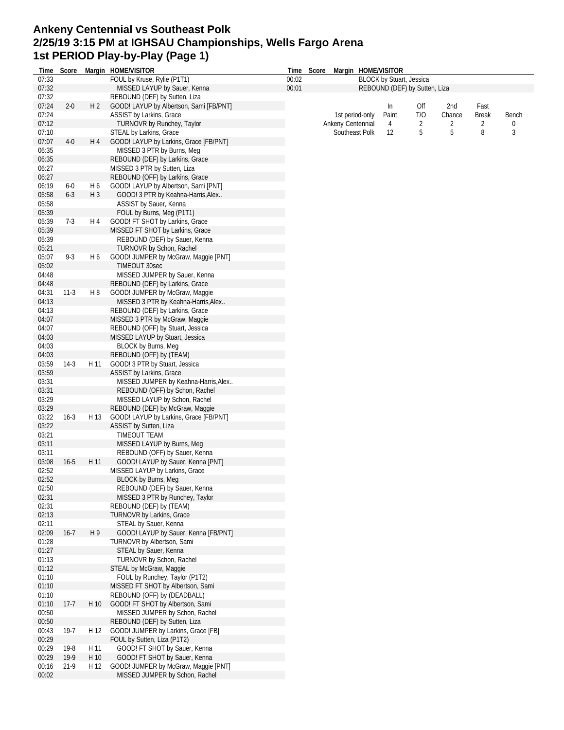# Ankeny Centennial vs Southeast Polk
## 2/25/19 3:15 PM at IGHSAU Championships, Wells Fargo Arena
## 1st PERIOD Play-by-Play (Page 1)

| Time | Score | Margin | HOME/VISITOR |
|---|---|---|---|
| 07:33 | | | FOUL by Kruse, Rylie (P1T1) |
| 07:32 | | | MISSED LAYUP by Sauer, Kenna |
| 07:32 | | | REBOUND (DEF) by Sutten, Liza |
| 07:24 | 2-0 | H 2 | GOOD! LAYUP by Albertson, Sami [FB/PNT] |
| 07:24 | | | ASSIST by Larkins, Grace |
| 07:12 | | | TURNOVR by Runchey, Taylor |
| 07:10 | | | STEAL by Larkins, Grace |
| 07:07 | 4-0 | H 4 | GOOD! LAYUP by Larkins, Grace [FB/PNT] |
| 06:35 | | | MISSED 3 PTR by Burns, Meg |
| 06:35 | | | REBOUND (DEF) by Larkins, Grace |
| 06:27 | | | MISSED 3 PTR by Sutten, Liza |
| 06:27 | | | REBOUND (OFF) by Larkins, Grace |
| 06:19 | 6-0 | H 6 | GOOD! LAYUP by Albertson, Sami [PNT] |
| 05:58 | 6-3 | H 3 | GOOD! 3 PTR by Keahna-Harris,Alex.. |
| 05:58 | | | ASSIST by Sauer, Kenna |
| 05:39 | | | FOUL by Burns, Meg (P1T1) |
| 05:39 | 7-3 | H 4 | GOOD! FT SHOT by Larkins, Grace |
| 05:39 | | | MISSED FT SHOT by Larkins, Grace |
| 05:39 | | | REBOUND (DEF) by Sauer, Kenna |
| 05:21 | | | TURNOVR by Schon, Rachel |
| 05:07 | 9-3 | H 6 | GOOD! JUMPER by McGraw, Maggie [PNT] |
| 05:02 | | | TIMEOUT 30sec |
| 04:48 | | | MISSED JUMPER by Sauer, Kenna |
| 04:48 | | | REBOUND (DEF) by Larkins, Grace |
| 04:31 | 11-3 | H 8 | GOOD! JUMPER by McGraw, Maggie |
| 04:13 | | | MISSED 3 PTR by Keahna-Harris,Alex.. |
| 04:13 | | | REBOUND (DEF) by Larkins, Grace |
| 04:07 | | | MISSED 3 PTR by McGraw, Maggie |
| 04:07 | | | REBOUND (OFF) by Stuart, Jessica |
| 04:03 | | | MISSED LAYUP by Stuart, Jessica |
| 04:03 | | | BLOCK by Burns, Meg |
| 04:03 | | | REBOUND (OFF) by (TEAM) |
| 03:59 | 14-3 | H 11 | GOOD! 3 PTR by Stuart, Jessica |
| 03:59 | | | ASSIST by Larkins, Grace |
| 03:31 | | | MISSED JUMPER by Keahna-Harris,Alex.. |
| 03:31 | | | REBOUND (OFF) by Schon, Rachel |
| 03:29 | | | MISSED LAYUP by Schon, Rachel |
| 03:29 | | | REBOUND (DEF) by McGraw, Maggie |
| 03:22 | 16-3 | H 13 | GOOD! LAYUP by Larkins, Grace [FB/PNT] |
| 03:22 | | | ASSIST by Sutten, Liza |
| 03:21 | | | TIMEOUT TEAM |
| 03:11 | | | MISSED LAYUP by Burns, Meg |
| 03:11 | | | REBOUND (OFF) by Sauer, Kenna |
| 03:08 | 16-5 | H 11 | GOOD! LAYUP by Sauer, Kenna [PNT] |
| 02:52 | | | MISSED LAYUP by Larkins, Grace |
| 02:52 | | | BLOCK by Burns, Meg |
| 02:50 | | | REBOUND (DEF) by Sauer, Kenna |
| 02:31 | | | MISSED 3 PTR by Runchey, Taylor |
| 02:31 | | | REBOUND (DEF) by (TEAM) |
| 02:13 | | | TURNOVR by Larkins, Grace |
| 02:11 | | | STEAL by Sauer, Kenna |
| 02:09 | 16-7 | H 9 | GOOD! LAYUP by Sauer, Kenna [FB/PNT] |
| 01:28 | | | TURNOVR by Albertson, Sami |
| 01:27 | | | STEAL by Sauer, Kenna |
| 01:13 | | | TURNOVR by Schon, Rachel |
| 01:12 | | | STEAL by McGraw, Maggie |
| 01:10 | | | FOUL by Runchey, Taylor (P1T2) |
| 01:10 | | | MISSED FT SHOT by Albertson, Sami |
| 01:10 | | | REBOUND (OFF) by (DEADBALL) |
| 01:10 | 17-7 | H 10 | GOOD! FT SHOT by Albertson, Sami |
| 00:50 | | | MISSED JUMPER by Schon, Rachel |
| 00:50 | | | REBOUND (DEF) by Sutten, Liza |
| 00:43 | 19-7 | H 12 | GOOD! JUMPER by Larkins, Grace [FB] |
| 00:29 | | | FOUL by Sutten, Liza (P1T2) |
| 00:29 | 19-8 | H 11 | GOOD! FT SHOT by Sauer, Kenna |
| 00:29 | 19-9 | H 10 | GOOD! FT SHOT by Sauer, Kenna |
| 00:16 | 21-9 | H 12 | GOOD! JUMPER by McGraw, Maggie [PNT] |
| 00:02 | | | MISSED JUMPER by Schon, Rachel |
| 00:02 | | | BLOCK by Stuart, Jessica |
| 00:01 | | | REBOUND (DEF) by Sutten, Liza |

| 1st period-only | In Paint | Off T/O | 2nd Chance | Fast Break | Bench |
|---|---|---|---|---|---|
| Ankeny Centennial | 4 | 2 | 2 | 2 | 0 |
| Southeast Polk | 12 | 5 | 5 | 8 | 3 |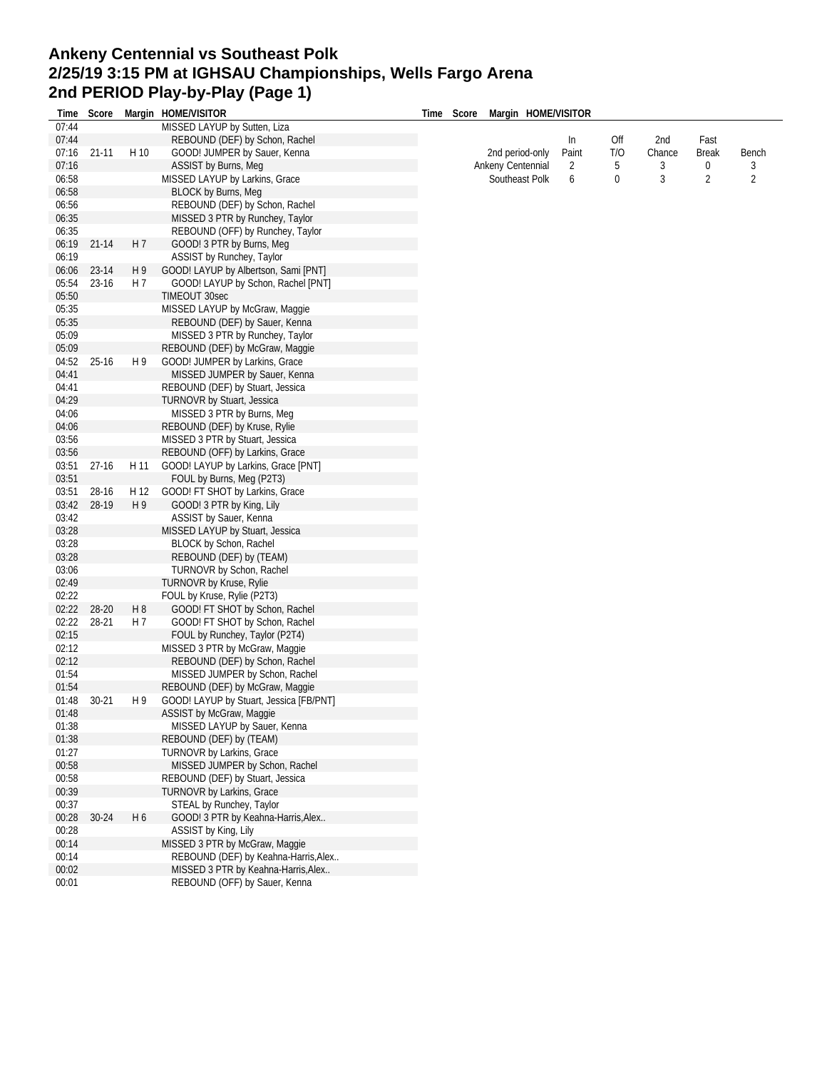# Ankeny Centennial vs Southeast Polk
# 2/25/19 3:15 PM at IGHSAU Championships, Wells Fargo Arena
# 2nd PERIOD Play-by-Play (Page 1)

| Time | Score | Margin | HOME/VISITOR |
|---|---|---|---|
| 07:44 | | | MISSED LAYUP by Sutten, Liza |
| 07:44 | | | REBOUND (DEF) by Schon, Rachel |
| 07:16 | 21-11 | H 10 | GOOD! JUMPER by Sauer, Kenna |
| 07:16 | | | ASSIST by Burns, Meg |
| 06:58 | | | MISSED LAYUP by Larkins, Grace |
| 06:58 | | | BLOCK by Burns, Meg |
| 06:56 | | | REBOUND (DEF) by Schon, Rachel |
| 06:35 | | | MISSED 3 PTR by Runchey, Taylor |
| 06:35 | | | REBOUND (OFF) by Runchey, Taylor |
| 06:19 | 21-14 | H 7 | GOOD! 3 PTR by Burns, Meg |
| 06:19 | | | ASSIST by Runchey, Taylor |
| 06:06 | 23-14 | H 9 | GOOD! LAYUP by Albertson, Sami [PNT] |
| 05:54 | 23-16 | H 7 | GOOD! LAYUP by Schon, Rachel [PNT] |
| 05:50 | | | TIMEOUT 30sec |
| 05:35 | | | MISSED LAYUP by McGraw, Maggie |
| 05:35 | | | REBOUND (DEF) by Sauer, Kenna |
| 05:09 | | | MISSED 3 PTR by Runchey, Taylor |
| 05:09 | | | REBOUND (DEF) by McGraw, Maggie |
| 04:52 | 25-16 | H 9 | GOOD! JUMPER by Larkins, Grace |
| 04:41 | | | MISSED JUMPER by Sauer, Kenna |
| 04:41 | | | REBOUND (DEF) by Stuart, Jessica |
| 04:29 | | | TURNOVR by Stuart, Jessica |
| 04:06 | | | MISSED 3 PTR by Burns, Meg |
| 04:06 | | | REBOUND (DEF) by Kruse, Rylie |
| 03:56 | | | MISSED 3 PTR by Stuart, Jessica |
| 03:56 | | | REBOUND (OFF) by Larkins, Grace |
| 03:51 | 27-16 | H 11 | GOOD! LAYUP by Larkins, Grace [PNT] |
| 03:51 | | | FOUL by Burns, Meg (P2T3) |
| 03:51 | 28-16 | H 12 | GOOD! FT SHOT by Larkins, Grace |
| 03:42 | 28-19 | H 9 | GOOD! 3 PTR by King, Lily |
| 03:42 | | | ASSIST by Sauer, Kenna |
| 03:28 | | | MISSED LAYUP by Stuart, Jessica |
| 03:28 | | | BLOCK by Schon, Rachel |
| 03:28 | | | REBOUND (DEF) by (TEAM) |
| 03:06 | | | TURNOVR by Schon, Rachel |
| 02:49 | | | TURNOVR by Kruse, Rylie |
| 02:22 | | | FOUL by Kruse, Rylie (P2T3) |
| 02:22 | 28-20 | H 8 | GOOD! FT SHOT by Schon, Rachel |
| 02:22 | 28-21 | H 7 | GOOD! FT SHOT by Schon, Rachel |
| 02:15 | | | FOUL by Runchey, Taylor (P2T4) |
| 02:12 | | | MISSED 3 PTR by McGraw, Maggie |
| 02:12 | | | REBOUND (DEF) by Schon, Rachel |
| 01:54 | | | MISSED JUMPER by Schon, Rachel |
| 01:54 | | | REBOUND (DEF) by McGraw, Maggie |
| 01:48 | 30-21 | H 9 | GOOD! LAYUP by Stuart, Jessica [FB/PNT] |
| 01:48 | | | ASSIST by McGraw, Maggie |
| 01:38 | | | MISSED LAYUP by Sauer, Kenna |
| 01:38 | | | REBOUND (DEF) by (TEAM) |
| 01:27 | | | TURNOVR by Larkins, Grace |
| 00:58 | | | MISSED JUMPER by Schon, Rachel |
| 00:58 | | | REBOUND (DEF) by Stuart, Jessica |
| 00:39 | | | TURNOVR by Larkins, Grace |
| 00:37 | | | STEAL by Runchey, Taylor |
| 00:28 | 30-24 | H 6 | GOOD! 3 PTR by Keahna-Harris,Alex.. |
| 00:28 | | | ASSIST by King, Lily |
| 00:14 | | | MISSED 3 PTR by McGraw, Maggie |
| 00:14 | | | REBOUND (DEF) by Keahna-Harris,Alex.. |
| 00:02 | | | MISSED 3 PTR by Keahna-Harris,Alex.. |
| 00:01 | | | REBOUND (OFF) by Sauer, Kenna |

| 2nd period-only | In Paint | Off T/O | 2nd Chance | Fast Break | Bench |
|---|---|---|---|---|---|
| Ankeny Centennial | 2 | 5 | 3 | 0 | 3 |
| Southeast Polk | 6 | 0 | 3 | 2 | 2 |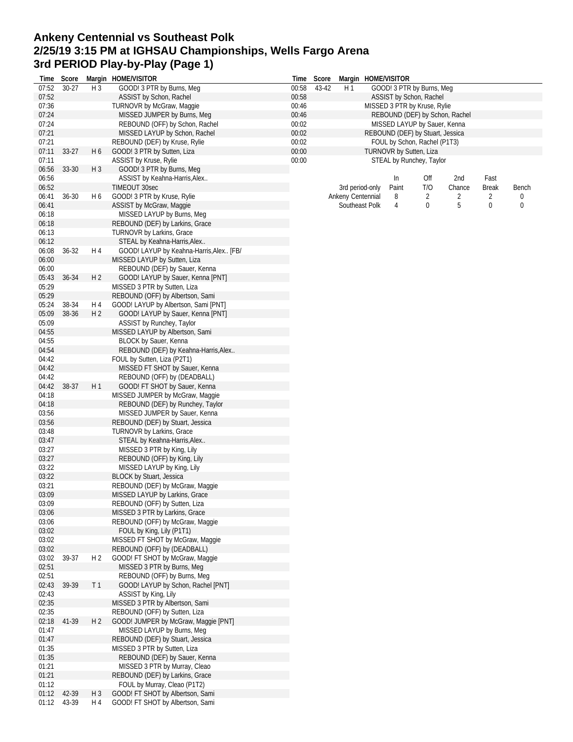# Ankeny Centennial vs Southeast Polk
# 2/25/19 3:15 PM at IGHSAU Championships, Wells Fargo Arena
# 3rd PERIOD Play-by-Play (Page 1)

| Time | Score | Margin | HOME/VISITOR |
|---|---|---|---|
| 07:52 | 30-27 | H 3 | GOOD! 3 PTR by Burns, Meg |
| 07:52 | | | ASSIST by Schon, Rachel |
| 07:36 | | | TURNOVR by McGraw, Maggie |
| 07:24 | | | MISSED JUMPER by Burns, Meg |
| 07:24 | | | REBOUND (OFF) by Schon, Rachel |
| 07:21 | | | MISSED LAYUP by Schon, Rachel |
| 07:21 | | | REBOUND (DEF) by Kruse, Rylie |
| 07:11 | 33-27 | H 6 | GOOD! 3 PTR by Sutten, Liza |
| 07:11 | | | ASSIST by Kruse, Rylie |
| 06:56 | 33-30 | H 3 | GOOD! 3 PTR by Burns, Meg |
| 06:56 | | | ASSIST by Keahna-Harris,Alex.. |
| 06:52 | | | TIMEOUT 30sec |
| 06:41 | 36-30 | H 6 | GOOD! 3 PTR by Kruse, Rylie |
| 06:41 | | | ASSIST by McGraw, Maggie |
| 06:18 | | | MISSED LAYUP by Burns, Meg |
| 06:18 | | | REBOUND (DEF) by Larkins, Grace |
| 06:13 | | | TURNOVR by Larkins, Grace |
| 06:12 | | | STEAL by Keahna-Harris,Alex.. |
| 06:08 | 36-32 | H 4 | GOOD! LAYUP by Keahna-Harris,Alex.. [FB/ |
| 06:00 | | | MISSED LAYUP by Sutten, Liza |
| 06:00 | | | REBOUND (DEF) by Sauer, Kenna |
| 05:43 | 36-34 | H 2 | GOOD! LAYUP by Sauer, Kenna [PNT] |
| 05:29 | | | MISSED 3 PTR by Sutten, Liza |
| 05:29 | | | REBOUND (OFF) by Albertson, Sami |
| 05:24 | 38-34 | H 4 | GOOD! LAYUP by Albertson, Sami [PNT] |
| 05:09 | 38-36 | H 2 | GOOD! LAYUP by Sauer, Kenna [PNT] |
| 05:09 | | | ASSIST by Runchey, Taylor |
| 04:55 | | | MISSED LAYUP by Albertson, Sami |
| 04:55 | | | BLOCK by Sauer, Kenna |
| 04:54 | | | REBOUND (DEF) by Keahna-Harris,Alex.. |
| 04:42 | | | FOUL by Sutten, Liza (P2T1) |
| 04:42 | | | MISSED FT SHOT by Sauer, Kenna |
| 04:42 | | | REBOUND (OFF) by (DEADBALL) |
| 04:42 | 38-37 | H 1 | GOOD! FT SHOT by Sauer, Kenna |
| 04:18 | | | MISSED JUMPER by McGraw, Maggie |
| 04:18 | | | REBOUND (DEF) by Runchey, Taylor |
| 03:56 | | | MISSED JUMPER by Sauer, Kenna |
| 03:56 | | | REBOUND (DEF) by Stuart, Jessica |
| 03:48 | | | TURNOVR by Larkins, Grace |
| 03:47 | | | STEAL by Keahna-Harris,Alex.. |
| 03:27 | | | MISSED 3 PTR by King, Lily |
| 03:27 | | | REBOUND (OFF) by King, Lily |
| 03:22 | | | MISSED LAYUP by King, Lily |
| 03:22 | | | BLOCK by Stuart, Jessica |
| 03:21 | | | REBOUND (DEF) by McGraw, Maggie |
| 03:09 | | | MISSED LAYUP by Larkins, Grace |
| 03:09 | | | REBOUND (OFF) by Sutten, Liza |
| 03:06 | | | MISSED 3 PTR by Larkins, Grace |
| 03:06 | | | REBOUND (OFF) by McGraw, Maggie |
| 03:02 | | | FOUL by King, Lily (P1T1) |
| 03:02 | | | MISSED FT SHOT by McGraw, Maggie |
| 03:02 | | | REBOUND (OFF) by (DEADBALL) |
| 03:02 | 39-37 | H 2 | GOOD! FT SHOT by McGraw, Maggie |
| 02:51 | | | MISSED 3 PTR by Burns, Meg |
| 02:51 | | | REBOUND (OFF) by Burns, Meg |
| 02:43 | 39-39 | T 1 | GOOD! LAYUP by Schon, Rachel [PNT] |
| 02:43 | | | ASSIST by King, Lily |
| 02:35 | | | MISSED 3 PTR by Albertson, Sami |
| 02:35 | | | REBOUND (OFF) by Sutten, Liza |
| 02:18 | 41-39 | H 2 | GOOD! JUMPER by McGraw, Maggie [PNT] |
| 01:47 | | | MISSED LAYUP by Burns, Meg |
| 01:47 | | | REBOUND (DEF) by Stuart, Jessica |
| 01:35 | | | MISSED 3 PTR by Sutten, Liza |
| 01:35 | | | REBOUND (DEF) by Sauer, Kenna |
| 01:21 | | | MISSED 3 PTR by Murray, Cleao |
| 01:21 | | | REBOUND (DEF) by Larkins, Grace |
| 01:12 | | | FOUL by Murray, Cleao (P1T2) |
| 01:12 | 42-39 | H 3 | GOOD! FT SHOT by Albertson, Sami |
| 01:12 | 43-39 | H 4 | GOOD! FT SHOT by Albertson, Sami |
| 00:58 | 43-42 | H 1 | GOOD! 3 PTR by Burns, Meg |
| 00:58 | | | ASSIST by Schon, Rachel |
| 00:46 | | | MISSED 3 PTR by Kruse, Rylie |
| 00:46 | | | REBOUND (DEF) by Schon, Rachel |
| 00:02 | | | MISSED LAYUP by Sauer, Kenna |
| 00:02 | | | REBOUND (DEF) by Stuart, Jessica |
| 00:02 | | | FOUL by Schon, Rachel (P1T3) |
| 00:00 | | | TURNOVR by Sutten, Liza |
| 00:00 | | | STEAL by Runchey, Taylor |

| 3rd period-only | In Paint | Off T/O | 2nd Chance | Fast Break | Bench |
|---|---|---|---|---|---|
| Ankeny Centennial | 8 | 2 | 2 | 2 | 0 |
| Southeast Polk | 4 | 0 | 5 | 0 | 0 |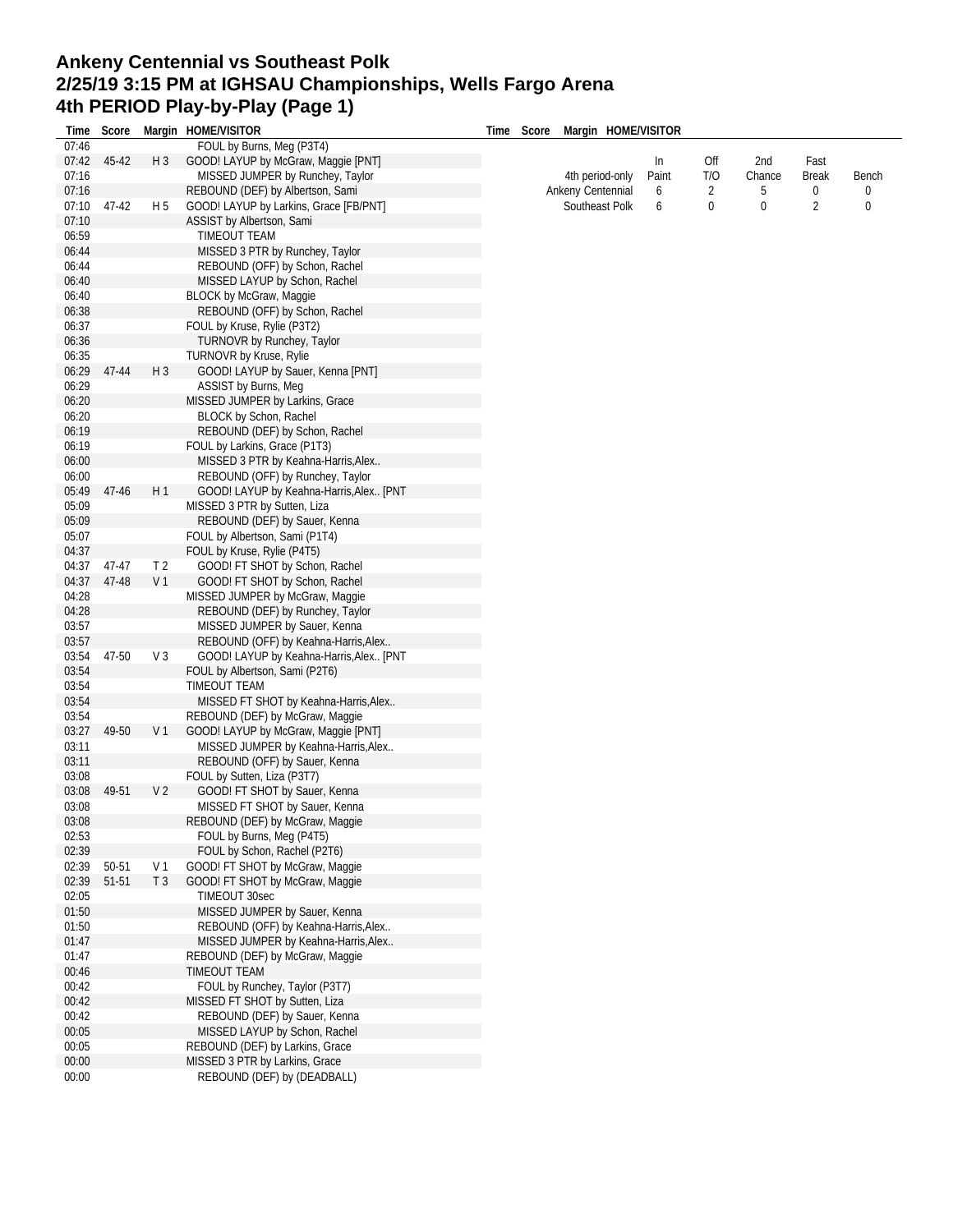# Ankeny Centennial vs Southeast Polk
## 2/25/19 3:15 PM at IGHSAU Championships, Wells Fargo Arena
## 4th PERIOD Play-by-Play (Page 1)

| Time | Score | Margin | HOME/VISITOR |
|---|---|---|---|
| 07:46 | | | FOUL by Burns, Meg (P3T4) |
| 07:42 | 45-42 | H 3 | GOOD! LAYUP by McGraw, Maggie [PNT] |
| 07:16 | | | MISSED JUMPER by Runchey, Taylor |
| 07:16 | | | REBOUND (DEF) by Albertson, Sami |
| 07:10 | 47-42 | H 5 | GOOD! LAYUP by Larkins, Grace [FB/PNT] |
| 07:10 | | | ASSIST by Albertson, Sami |
| 06:59 | | | TIMEOUT TEAM |
| 06:44 | | | MISSED 3 PTR by Runchey, Taylor |
| 06:44 | | | REBOUND (OFF) by Schon, Rachel |
| 06:40 | | | MISSED LAYUP by Schon, Rachel |
| 06:40 | | | BLOCK by McGraw, Maggie |
| 06:38 | | | REBOUND (OFF) by Schon, Rachel |
| 06:37 | | | FOUL by Kruse, Rylie (P3T2) |
| 06:36 | | | TURNOVR by Runchey, Taylor |
| 06:35 | | | TURNOVR by Kruse, Rylie |
| 06:29 | 47-44 | H 3 | GOOD! LAYUP by Sauer, Kenna [PNT] |
| 06:29 | | | ASSIST by Burns, Meg |
| 06:20 | | | MISSED JUMPER by Larkins, Grace |
| 06:20 | | | BLOCK by Schon, Rachel |
| 06:19 | | | REBOUND (DEF) by Schon, Rachel |
| 06:19 | | | FOUL by Larkins, Grace (P1T3) |
| 06:00 | | | MISSED 3 PTR by Keahna-Harris,Alex.. |
| 06:00 | | | REBOUND (OFF) by Runchey, Taylor |
| 05:49 | 47-46 | H 1 | GOOD! LAYUP by Keahna-Harris,Alex.. [PNT |
| 05:09 | | | MISSED 3 PTR by Sutten, Liza |
| 05:09 | | | REBOUND (DEF) by Sauer, Kenna |
| 05:07 | | | FOUL by Albertson, Sami (P1T4) |
| 04:37 | | | FOUL by Kruse, Rylie (P4T5) |
| 04:37 | 47-47 | T 2 | GOOD! FT SHOT by Schon, Rachel |
| 04:37 | 47-48 | V 1 | GOOD! FT SHOT by Schon, Rachel |
| 04:28 | | | MISSED JUMPER by McGraw, Maggie |
| 04:28 | | | REBOUND (DEF) by Runchey, Taylor |
| 03:57 | | | MISSED JUMPER by Sauer, Kenna |
| 03:57 | | | REBOUND (OFF) by Keahna-Harris,Alex.. |
| 03:54 | 47-50 | V 3 | GOOD! LAYUP by Keahna-Harris,Alex.. [PNT |
| 03:54 | | | FOUL by Albertson, Sami (P2T6) |
| 03:54 | | | TIMEOUT TEAM |
| 03:54 | | | MISSED FT SHOT by Keahna-Harris,Alex.. |
| 03:54 | | | REBOUND (DEF) by McGraw, Maggie |
| 03:27 | 49-50 | V 1 | GOOD! LAYUP by McGraw, Maggie [PNT] |
| 03:11 | | | MISSED JUMPER by Keahna-Harris,Alex.. |
| 03:11 | | | REBOUND (OFF) by Sauer, Kenna |
| 03:08 | | | FOUL by Sutten, Liza (P3T7) |
| 03:08 | 49-51 | V 2 | GOOD! FT SHOT by Sauer, Kenna |
| 03:08 | | | MISSED FT SHOT by Sauer, Kenna |
| 03:08 | | | REBOUND (DEF) by McGraw, Maggie |
| 02:53 | | | FOUL by Burns, Meg (P4T5) |
| 02:39 | | | FOUL by Schon, Rachel (P2T6) |
| 02:39 | 50-51 | V 1 | GOOD! FT SHOT by McGraw, Maggie |
| 02:39 | 51-51 | T 3 | GOOD! FT SHOT by McGraw, Maggie |
| 02:05 | | | TIMEOUT 30sec |
| 01:50 | | | MISSED JUMPER by Sauer, Kenna |
| 01:50 | | | REBOUND (OFF) by Keahna-Harris,Alex.. |
| 01:47 | | | MISSED JUMPER by Keahna-Harris,Alex.. |
| 01:47 | | | REBOUND (DEF) by McGraw, Maggie |
| 00:46 | | | TIMEOUT TEAM |
| 00:42 | | | FOUL by Runchey, Taylor (P3T7) |
| 00:42 | | | MISSED FT SHOT by Sutten, Liza |
| 00:42 | | | REBOUND (DEF) by Sauer, Kenna |
| 00:05 | | | MISSED LAYUP by Schon, Rachel |
| 00:05 | | | REBOUND (DEF) by Larkins, Grace |
| 00:00 | | | MISSED 3 PTR by Larkins, Grace |
| 00:00 | | | REBOUND (DEF) by (DEADBALL) |

| 4th period-only | In Paint | Off T/O | 2nd Chance | Fast Break | Bench |
|---|---|---|---|---|---|
| Ankeny Centennial | 6 | 2 | 5 | 0 | 0 |
| Southeast Polk | 6 | 0 | 0 | 2 | 0 |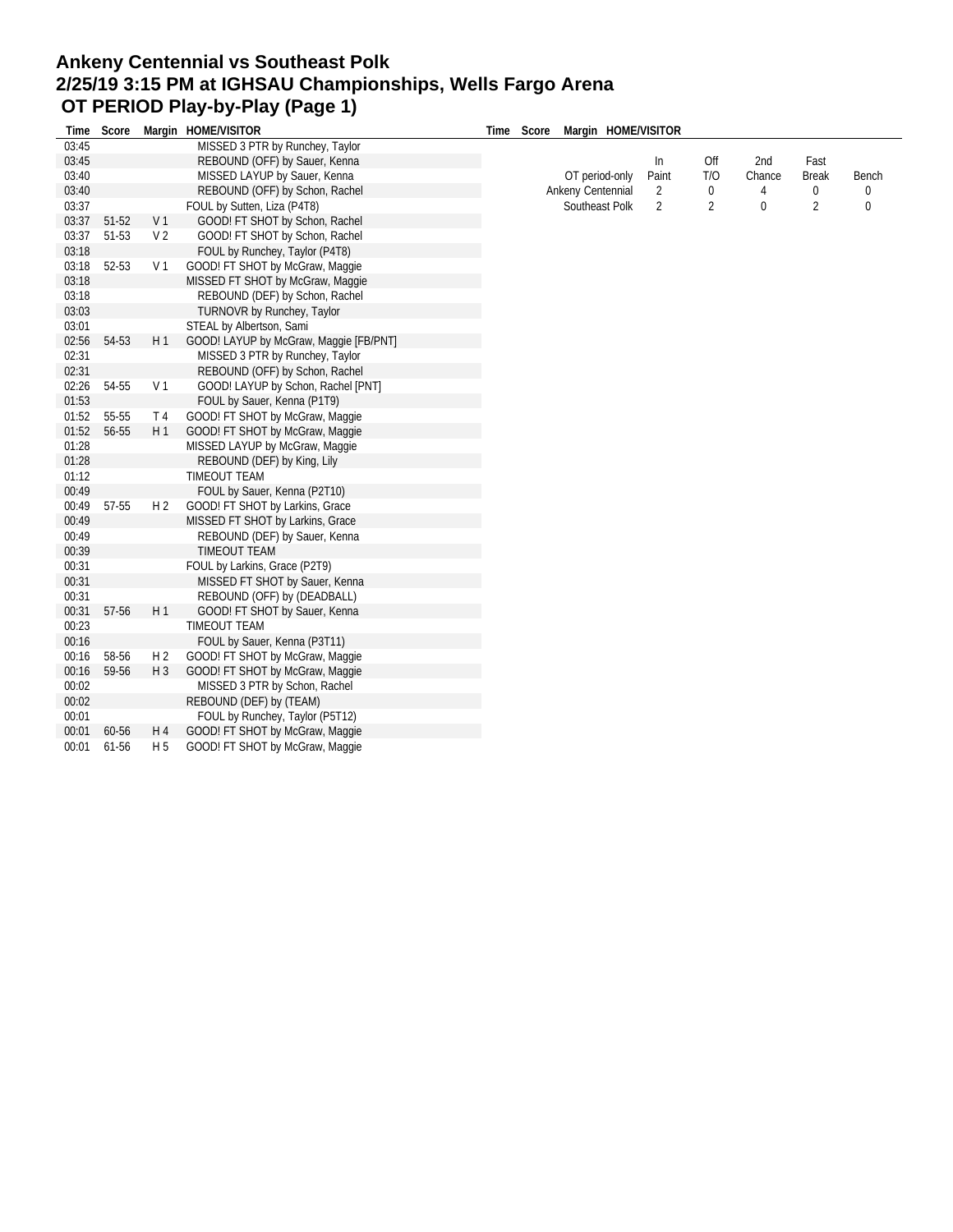# Ankeny Centennial vs Southeast Polk
# 2/25/19 3:15 PM at IGHSAU Championships, Wells Fargo Arena
# OT PERIOD Play-by-Play (Page 1)

| Time | Score | Margin | HOME | VISITOR |
|---|---|---|---|---|
| 03:45 | | | | MISSED 3 PTR by Runchey, Taylor |
| 03:45 | | | | REBOUND (OFF) by Sauer, Kenna |
| 03:40 | | | | MISSED LAYUP by Sauer, Kenna |
| 03:40 | | | | REBOUND (OFF) by Schon, Rachel |
| 03:37 | | | FOUL by Sutten, Liza (P4T8) | |
| 03:37 | 51-52 | V 1 | | GOOD! FT SHOT by Schon, Rachel |
| 03:37 | 51-53 | V 2 | | GOOD! FT SHOT by Schon, Rachel |
| 03:18 | | | | FOUL by Runchey, Taylor (P4T8) |
| 03:18 | 52-53 | V 1 | GOOD! FT SHOT by McGraw, Maggie | |
| 03:18 | | | MISSED FT SHOT by McGraw, Maggie | |
| 03:18 | | | | REBOUND (DEF) by Schon, Rachel |
| 03:03 | | | | TURNOVR by Runchey, Taylor |
| 03:01 | | | STEAL by Albertson, Sami | |
| 02:56 | 54-53 | H 1 | GOOD! LAYUP by McGraw, Maggie [FB/PNT] | |
| 02:31 | | | | MISSED 3 PTR by Runchey, Taylor |
| 02:31 | | | | REBOUND (OFF) by Schon, Rachel |
| 02:26 | 54-55 | V 1 | | GOOD! LAYUP by Schon, Rachel [PNT] |
| 01:53 | | | | FOUL by Sauer, Kenna (P1T9) |
| 01:52 | 55-55 | T 4 | GOOD! FT SHOT by McGraw, Maggie | |
| 01:52 | 56-55 | H 1 | GOOD! FT SHOT by McGraw, Maggie | |
| 01:28 | | | MISSED LAYUP by McGraw, Maggie | |
| 01:28 | | | | REBOUND (DEF) by King, Lily |
| 01:12 | | | TIMEOUT TEAM | |
| 00:49 | | | | FOUL by Sauer, Kenna (P2T10) |
| 00:49 | 57-55 | H 2 | GOOD! FT SHOT by Larkins, Grace | |
| 00:49 | | | MISSED FT SHOT by Larkins, Grace | |
| 00:49 | | | | REBOUND (DEF) by Sauer, Kenna |
| 00:39 | | | | TIMEOUT TEAM |
| 00:31 | | | FOUL by Larkins, Grace (P2T9) | |
| 00:31 | | | | MISSED FT SHOT by Sauer, Kenna |
| 00:31 | | | | REBOUND (OFF) by (DEADBALL) |
| 00:31 | 57-56 | H 1 | | GOOD! FT SHOT by Sauer, Kenna |
| 00:23 | | | TIMEOUT TEAM | |
| 00:16 | | | | FOUL by Sauer, Kenna (P3T11) |
| 00:16 | 58-56 | H 2 | GOOD! FT SHOT by McGraw, Maggie | |
| 00:16 | 59-56 | H 3 | GOOD! FT SHOT by McGraw, Maggie | |
| 00:02 | | | | MISSED 3 PTR by Schon, Rachel |
| 00:02 | | | REBOUND (DEF) by (TEAM) | |
| 00:01 | | | | FOUL by Runchey, Taylor (P5T12) |
| 00:01 | 60-56 | H 4 | GOOD! FT SHOT by McGraw, Maggie | |
| 00:01 | 61-56 | H 5 | GOOD! FT SHOT by McGraw, Maggie | |

| OT period-only | In Paint | Off T/O | 2nd Chance | Fast Break | Bench |
|---|---|---|---|---|---|
| Ankeny Centennial | 2 | 0 | 4 | 0 | 0 |
| Southeast Polk | 2 | 2 | 0 | 2 | 0 |